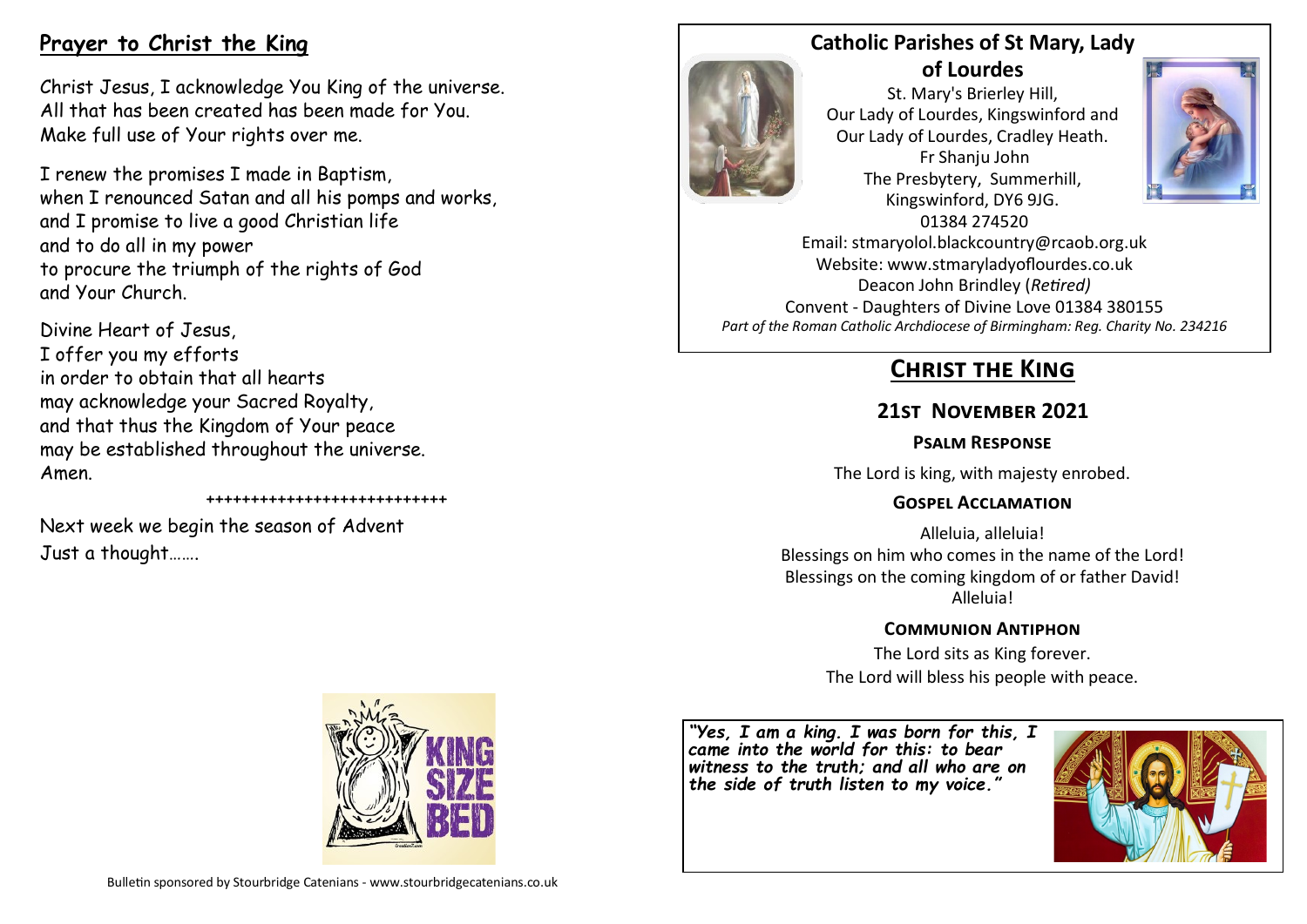## Prayer to Christ the King

Christ Jesus, I acknowledge You King of the universe.
All that has been created has been made for You.
Make full use of Your rights over me.

I renew the promises I made in Baptism,
when I renounced Satan and all his pomps and works,
and I promise to live a good Christian life
and to do all in my power
to procure the triumph of the rights of God
and Your Church.

Divine Heart of Jesus,
I offer you my efforts
in order to obtain that all hearts
may acknowledge your Sacred Royalty,
and that thus the Kingdom of Your peace
may be established throughout the universe.
Amen.

++++++++++++++++++++++++++++

Next week we begin the season of Advent
Just a thought…….

Bulletin sponsored by Stourbridge Catenians - www.stourbridgecatenians.co.uk

## Catholic Parishes of St Mary, Lady of Lourdes

St. Mary's Brierley Hill,
Our Lady of Lourdes, Kingswinford and
Our Lady of Lourdes, Cradley Heath.
Fr Shanju John
The Presbytery, Summerhill,
Kingswinford, DY6 9JG.
01384 274520
Email: stmaryolol.blackcountry@rcaob.org.uk
Website: www.stmaryladyoflourdes.co.uk
Deacon John Brindley (*Retired)*
Convent - Daughters of Divine Love 01384 380155
*Part of the Roman Catholic Archdiocese of Birmingham: Reg. Charity No. 234216*

# Christ the King

## 21st November 2021

### Psalm Response

The Lord is king, with majesty enrobed.

### Gospel Acclamation

Alleluia, alleluia!
Blessings on him who comes in the name of the Lord!
Blessings on the coming kingdom of or father David!
Alleluia!

### Communion Antiphon

The Lord sits as King forever.
The Lord will bless his people with peace.

***"Yes, I am a king. I was born for this, I came into the world for this: to bear witness to the truth; and all who are on the side of truth listen to my voice."***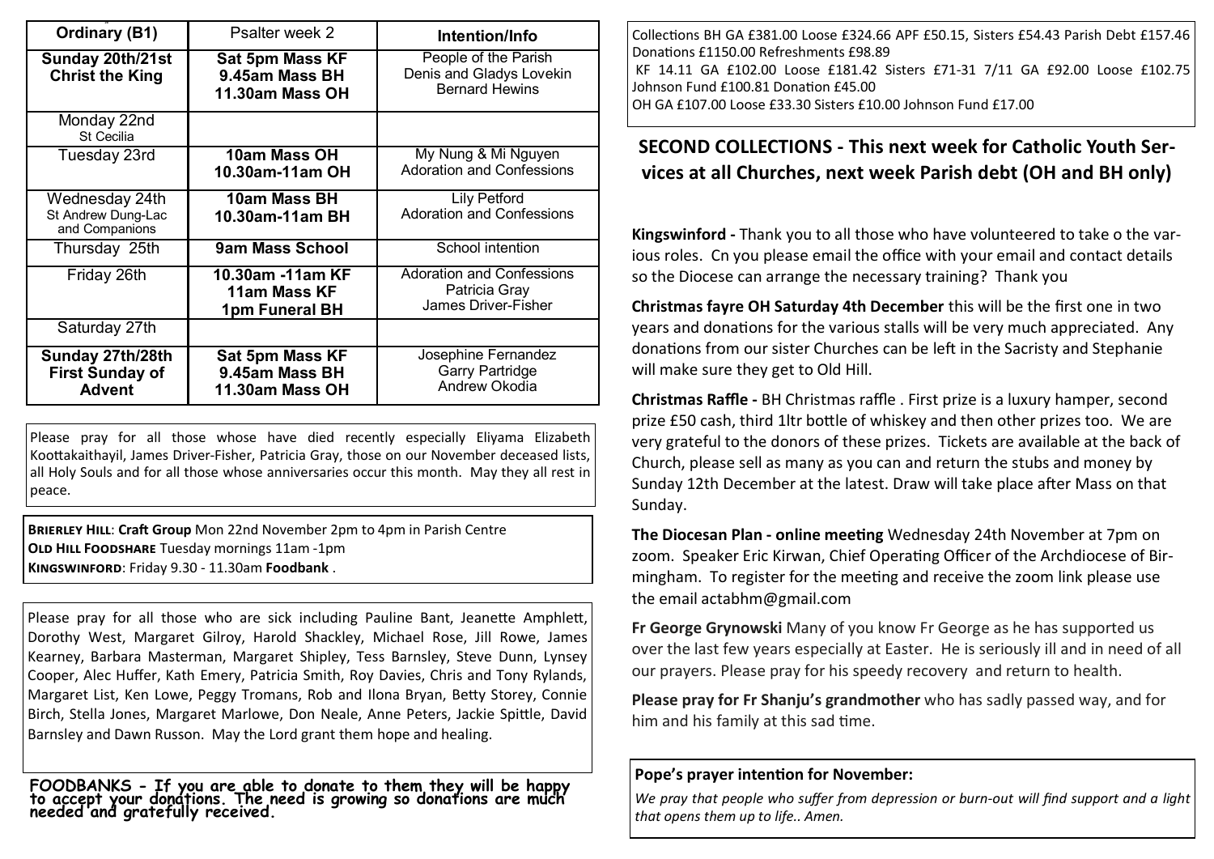| Ordinary (B1) | Psalter week 2 | Intention/Info |
|---|---|---|
| **Sunday 20th/21st Christ the King** | **Sat 5pm Mass KF 9.45am Mass BH 11.30am Mass OH** | People of the Parish Denis and Gladys Lovekin Bernard Hewins |
| Monday 22nd St Cecilia | | |
| Tuesday 23rd | **10am Mass OH 10.30am-11am OH** | My Nung & Mi Nguyen Adoration and Confessions |
| Wednesday 24th St Andrew Dung-Lac and Companions | **10am Mass BH 10.30am-11am BH** | Lily Petford Adoration and Confessions |
| Thursday 25th | **9am Mass School** | School intention |
| Friday 26th | **10.30am -11am KF 11am Mass KF 1pm Funeral BH** | Adoration and Confessions Patricia Gray James Driver-Fisher |
| Saturday 27th | | |
| **Sunday 27th/28th First Sunday of Advent** | **Sat 5pm Mass KF 9.45am Mass BH 11.30am Mass OH** | Josephine Fernandez Garry Partridge Andrew Okodia |

Please pray for all those whose have died recently especially Eliyama Elizabeth Koottakaithayil, James Driver-Fisher, Patricia Gray, those on our November deceased lists, all Holy Souls and for all those whose anniversaries occur this month. May they all rest in peace.

**Brierley Hill**: **Craft Group** Mon 22nd November 2pm to 4pm in Parish Centre
**Old Hill Foodshare** Tuesday mornings 11am -1pm
**Kingswinford**: Friday 9.30 - 11.30am **Foodbank** .

Please pray for all those who are sick including Pauline Bant, Jeanette Amphlett, Dorothy West, Margaret Gilroy, Harold Shackley, Michael Rose, Jill Rowe, James Kearney, Barbara Masterman, Margaret Shipley, Tess Barnsley, Steve Dunn, Lynsey Cooper, Alec Huffer, Kath Emery, Patricia Smith, Roy Davies, Chris and Tony Rylands, Margaret List, Ken Lowe, Peggy Tromans, Rob and Ilona Bryan, Betty Storey, Connie Birch, Stella Jones, Margaret Marlowe, Don Neale, Anne Peters, Jackie Spittle, David Barnsley and Dawn Russon. May the Lord grant them hope and healing.

**FOODBANKS - If you are able to donate to them they will be happy to accept your donations. The need is growing so donations are much needed and gratefully received.**

Collections BH GA £381.00 Loose £324.66 APF £50.15, Sisters £54.43 Parish Debt £157.46 Donations £1150.00 Refreshments £98.89
KF 14.11 GA £102.00 Loose £181.42 Sisters £71-31 7/11 GA £92.00 Loose £102.75 Johnson Fund £100.81 Donation £45.00
OH GA £107.00 Loose £33.30 Sisters £10.00 Johnson Fund £17.00

## SECOND COLLECTIONS - This next week for Catholic Youth Services at all Churches, next week Parish debt (OH and BH only)

**Kingswinford -** Thank you to all those who have volunteered to take o the various roles. Cn you please email the office with your email and contact details so the Diocese can arrange the necessary training? Thank you

**Christmas fayre OH Saturday 4th December** this will be the first one in two years and donations for the various stalls will be very much appreciated. Any donations from our sister Churches can be left in the Sacristy and Stephanie will make sure they get to Old Hill.

**Christmas Raffle -** BH Christmas raffle . First prize is a luxury hamper, second prize £50 cash, third 1ltr bottle of whiskey and then other prizes too. We are very grateful to the donors of these prizes. Tickets are available at the back of Church, please sell as many as you can and return the stubs and money by Sunday 12th December at the latest. Draw will take place after Mass on that Sunday.

**The Diocesan Plan - online meeting** Wednesday 24th November at 7pm on zoom. Speaker Eric Kirwan, Chief Operating Officer of the Archdiocese of Birmingham. To register for the meeting and receive the zoom link please use the email actabhm@gmail.com

**Fr George Grynowski** Many of you know Fr George as he has supported us over the last few years especially at Easter. He is seriously ill and in need of all our prayers. Please pray for his speedy recovery and return to health.

**Please pray for Fr Shanju's grandmother** who has sadly passed way, and for him and his family at this sad time.

**Pope's prayer intention for November:**

*We pray that people who suffer from depression or burn-out will find support and a light that opens them up to life.. Amen.*